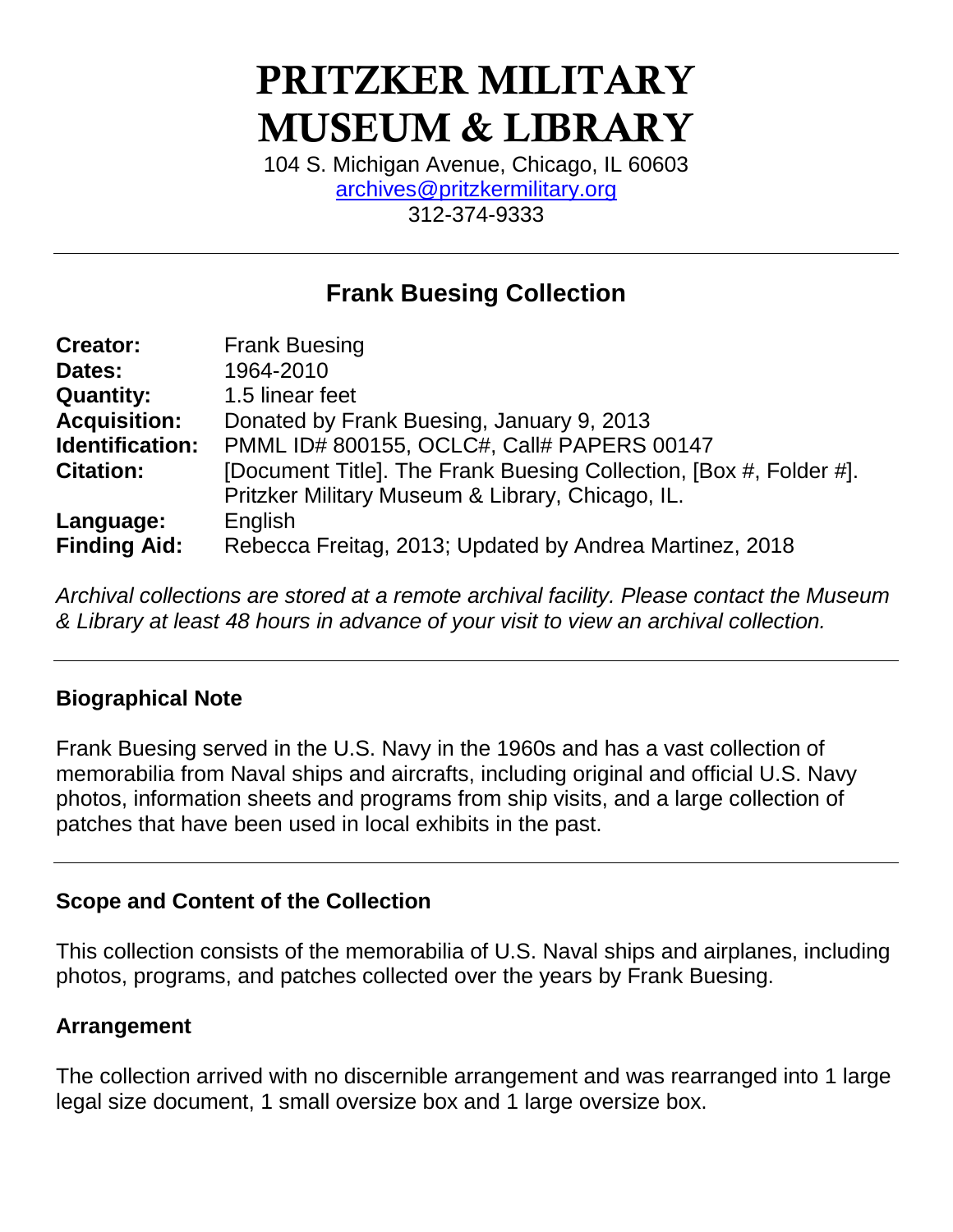# PRITZKER MILITARY MUSEUM & LIBRARY

104 S. Michigan Avenue, Chicago, IL 60603
archives@pritzkermilitary.org
312-374-9333

---

## Frank Buesing Collection

| | |
|---|---|
| **Creator:** | Frank Buesing |
| **Dates:** | 1964-2010 |
| **Quantity:** | 1.5 linear feet |
| **Acquisition:** | Donated by Frank Buesing, January 9, 2013 |
| **Identification:** | PMML ID# 800155, OCLC#, Call# PAPERS 00147 |
| **Citation:** | [Document Title]. The Frank Buesing Collection, [Box #, Folder #]. Pritzker Military Museum & Library, Chicago, IL. |
| **Language:** | English |
| **Finding Aid:** | Rebecca Freitag, 2013; Updated by Andrea Martinez, 2018 |

*Archival collections are stored at a remote archival facility. Please contact the Museum & Library at least 48 hours in advance of your visit to view an archival collection.*

---

### Biographical Note

Frank Buesing served in the U.S. Navy in the 1960s and has a vast collection of memorabilia from Naval ships and aircrafts, including original and official U.S. Navy photos, information sheets and programs from ship visits, and a large collection of patches that have been used in local exhibits in the past.

---

### Scope and Content of the Collection

This collection consists of the memorabilia of U.S. Naval ships and airplanes, including photos, programs, and patches collected over the years by Frank Buesing.

### Arrangement

The collection arrived with no discernible arrangement and was rearranged into 1 large legal size document, 1 small oversize box and 1 large oversize box.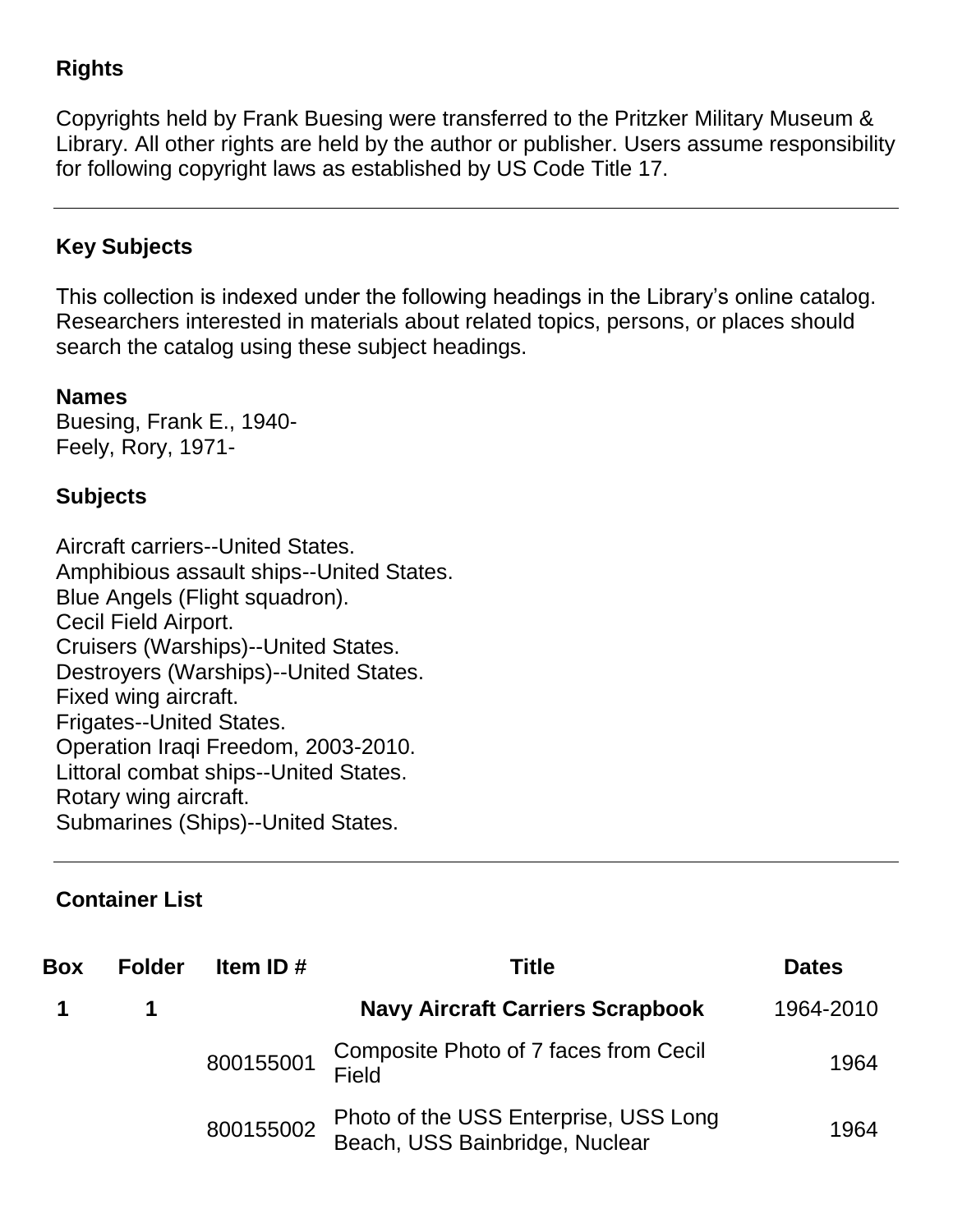## Rights

Copyrights held by Frank Buesing were transferred to the Pritzker Military Museum & Library. All other rights are held by the author or publisher. Users assume responsibility for following copyright laws as established by US Code Title 17.

---

## Key Subjects

This collection is indexed under the following headings in the Library's online catalog. Researchers interested in materials about related topics, persons, or places should search the catalog using these subject headings.

### Names

Buesing, Frank E., 1940-
Feely, Rory, 1971-

### Subjects

Aircraft carriers--United States.
Amphibious assault ships--United States.
Blue Angels (Flight squadron).
Cecil Field Airport.
Cruisers (Warships)--United States.
Destroyers (Warships)--United States.
Fixed wing aircraft.
Frigates--United States.
Operation Iraqi Freedom, 2003-2010.
Littoral combat ships--United States.
Rotary wing aircraft.
Submarines (Ships)--United States.

---

## Container List

| Box | Folder | Item ID # | Title | Dates |
|---|---|---|---|---|
| **1** | **1** | | **Navy Aircraft Carriers Scrapbook** | 1964-2010 |
| | | 800155001 | Composite Photo of 7 faces from Cecil Field | 1964 |
| | | 800155002 | Photo of the USS Enterprise, USS Long Beach, USS Bainbridge, Nuclear | 1964 |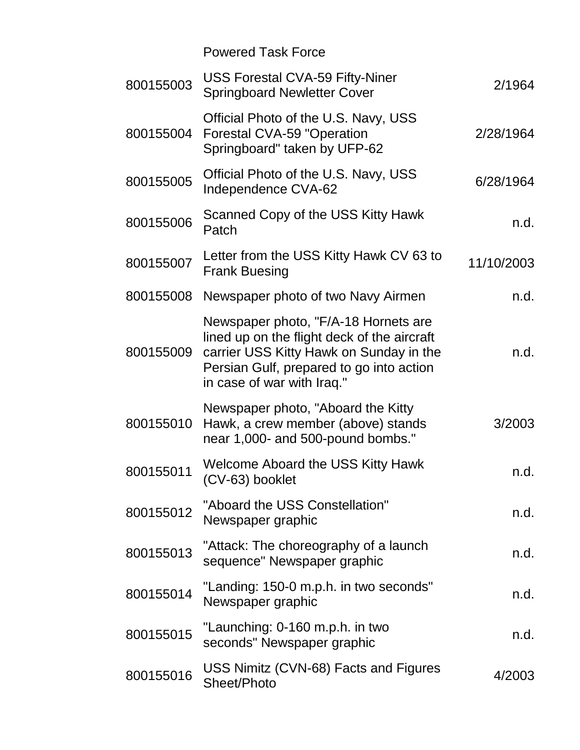| | | |
|---|---|---|
| | Powered Task Force | |
| 800155003 | USS Forestal CVA-59 Fifty-Niner Springboard Newletter Cover | 2/1964 |
| 800155004 | Official Photo of the U.S. Navy, USS Forestal CVA-59 "Operation Springboard" taken by UFP-62 | 2/28/1964 |
| 800155005 | Official Photo of the U.S. Navy, USS Independence CVA-62 | 6/28/1964 |
| 800155006 | Scanned Copy of the USS Kitty Hawk Patch | n.d. |
| 800155007 | Letter from the USS Kitty Hawk CV 63 to Frank Buesing | 11/10/2003 |
| 800155008 | Newspaper photo of two Navy Airmen | n.d. |
| 800155009 | Newspaper photo, "F/A-18 Hornets are lined up on the flight deck of the aircraft carrier USS Kitty Hawk on Sunday in the Persian Gulf, prepared to go into action in case of war with Iraq." | n.d. |
| 800155010 | Newspaper photo, "Aboard the Kitty Hawk, a crew member (above) stands near 1,000- and 500-pound bombs." | 3/2003 |
| 800155011 | Welcome Aboard the USS Kitty Hawk (CV-63) booklet | n.d. |
| 800155012 | "Aboard the USS Constellation" Newspaper graphic | n.d. |
| 800155013 | "Attack: The choreography of a launch sequence" Newspaper graphic | n.d. |
| 800155014 | "Landing: 150-0 m.p.h. in two seconds" Newspaper graphic | n.d. |
| 800155015 | "Launching: 0-160 m.p.h. in two seconds" Newspaper graphic | n.d. |
| 800155016 | USS Nimitz (CVN-68) Facts and Figures Sheet/Photo | 4/2003 |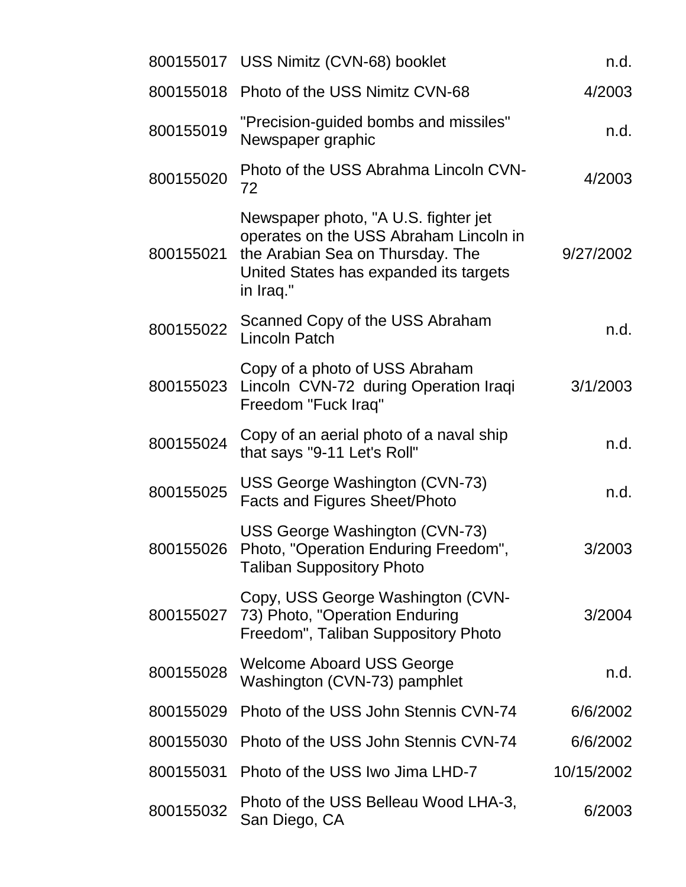| | | |
|---|---|---|
| 800155017 | USS Nimitz (CVN-68) booklet | n.d. |
| 800155018 | Photo of the USS Nimitz CVN-68 | 4/2003 |
| 800155019 | "Precision-guided bombs and missiles" Newspaper graphic | n.d. |
| 800155020 | Photo of the USS Abrahma Lincoln CVN-72 | 4/2003 |
| 800155021 | Newspaper photo, "A U.S. fighter jet operates on the USS Abraham Lincoln in the Arabian Sea on Thursday. The United States has expanded its targets in Iraq." | 9/27/2002 |
| 800155022 | Scanned Copy of the USS Abraham Lincoln Patch | n.d. |
| 800155023 | Copy of a photo of USS Abraham Lincoln CVN-72 during Operation Iraqi Freedom "Fuck Iraq" | 3/1/2003 |
| 800155024 | Copy of an aerial photo of a naval ship that says "9-11 Let's Roll" | n.d. |
| 800155025 | USS George Washington (CVN-73) Facts and Figures Sheet/Photo | n.d. |
| 800155026 | USS George Washington (CVN-73) Photo, "Operation Enduring Freedom", Taliban Suppository Photo | 3/2003 |
| 800155027 | Copy, USS George Washington (CVN-73) Photo, "Operation Enduring Freedom", Taliban Suppository Photo | 3/2004 |
| 800155028 | Welcome Aboard USS George Washington (CVN-73) pamphlet | n.d. |
| 800155029 | Photo of the USS John Stennis CVN-74 | 6/6/2002 |
| 800155030 | Photo of the USS John Stennis CVN-74 | 6/6/2002 |
| 800155031 | Photo of the USS Iwo Jima LHD-7 | 10/15/2002 |
| 800155032 | Photo of the USS Belleau Wood LHA-3, San Diego, CA | 6/2003 |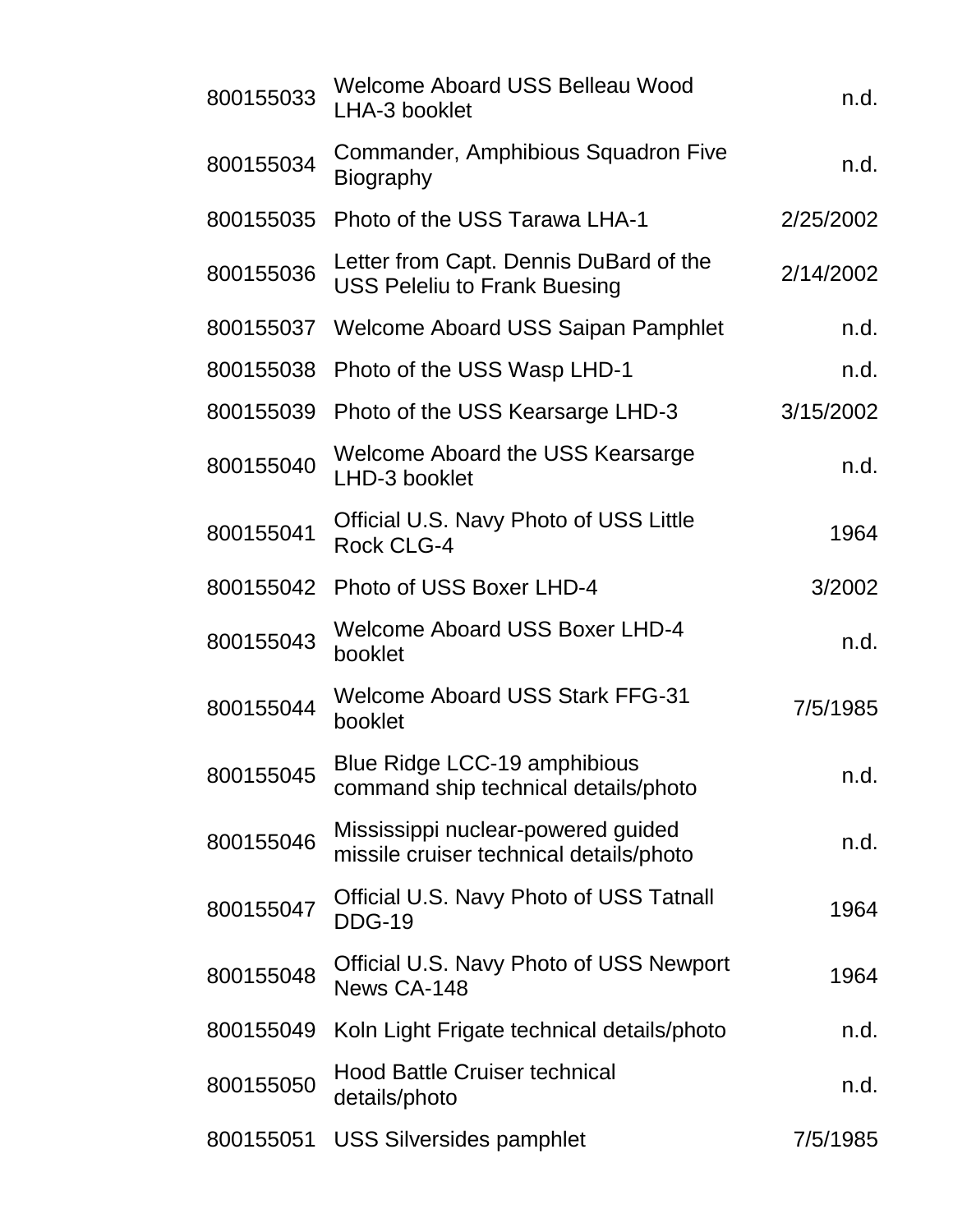| | | |
|---|---|---|
| 800155033 | Welcome Aboard USS Belleau Wood LHA-3 booklet | n.d. |
| 800155034 | Commander, Amphibious Squadron Five Biography | n.d. |
| 800155035 | Photo of the USS Tarawa LHA-1 | 2/25/2002 |
| 800155036 | Letter from Capt. Dennis DuBard of the USS Peleliu to Frank Buesing | 2/14/2002 |
| 800155037 | Welcome Aboard USS Saipan Pamphlet | n.d. |
| 800155038 | Photo of the USS Wasp LHD-1 | n.d. |
| 800155039 | Photo of the USS Kearsarge LHD-3 | 3/15/2002 |
| 800155040 | Welcome Aboard the USS Kearsarge LHD-3 booklet | n.d. |
| 800155041 | Official U.S. Navy Photo of USS Little Rock CLG-4 | 1964 |
| 800155042 | Photo of USS Boxer LHD-4 | 3/2002 |
| 800155043 | Welcome Aboard USS Boxer LHD-4 booklet | n.d. |
| 800155044 | Welcome Aboard USS Stark FFG-31 booklet | 7/5/1985 |
| 800155045 | Blue Ridge LCC-19 amphibious command ship technical details/photo | n.d. |
| 800155046 | Mississippi nuclear-powered guided missile cruiser technical details/photo | n.d. |
| 800155047 | Official U.S. Navy Photo of USS Tatnall DDG-19 | 1964 |
| 800155048 | Official U.S. Navy Photo of USS Newport News CA-148 | 1964 |
| 800155049 | Koln Light Frigate technical details/photo | n.d. |
| 800155050 | Hood Battle Cruiser technical details/photo | n.d. |
| 800155051 | USS Silversides pamphlet | 7/5/1985 |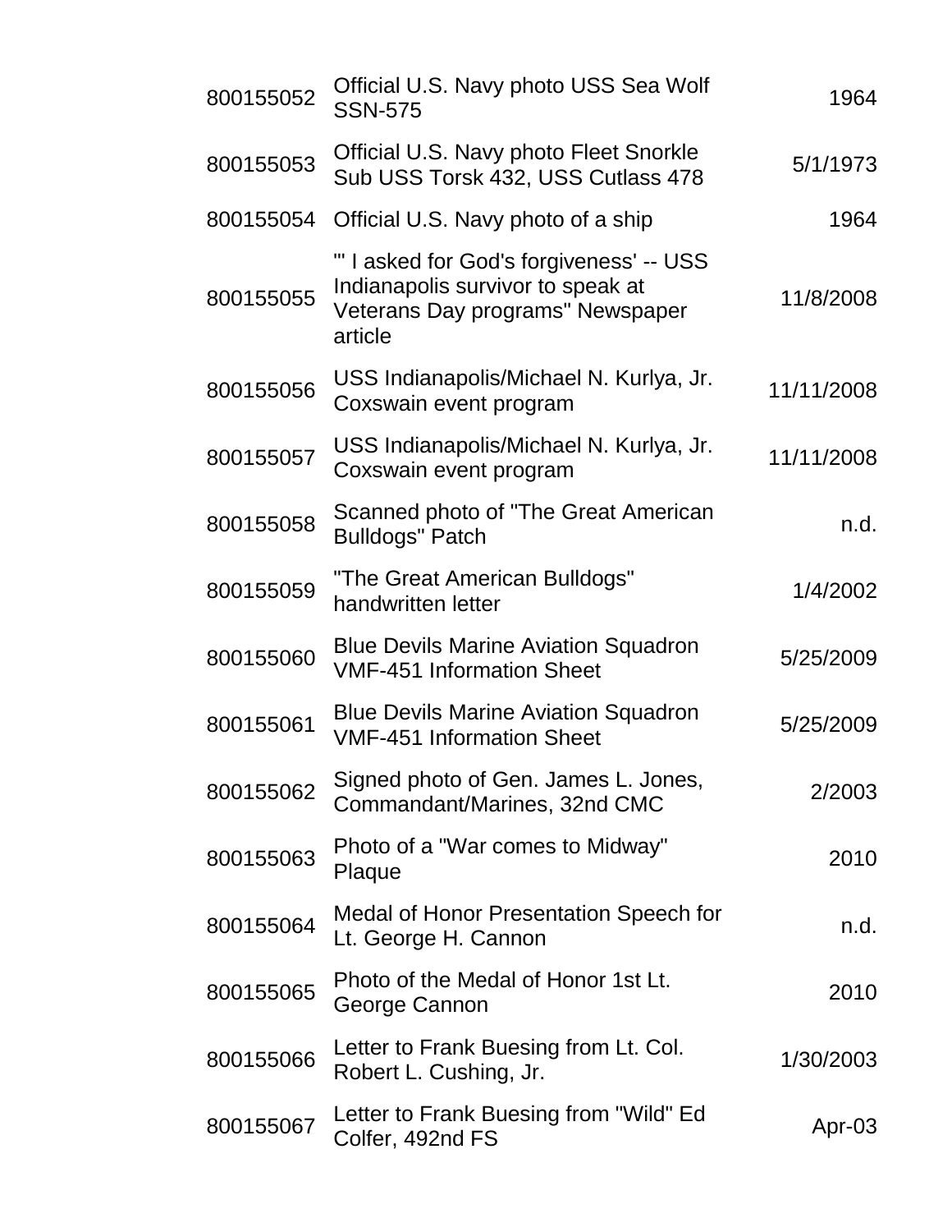| | | |
|---|---|---|
| 800155052 | Official U.S. Navy photo USS Sea Wolf SSN-575 | 1964 |
| 800155053 | Official U.S. Navy photo Fleet Snorkle Sub USS Torsk 432, USS Cutlass 478 | 5/1/1973 |
| 800155054 | Official U.S. Navy photo of a ship | 1964 |
| 800155055 | "' I asked for God's forgiveness' -- USS Indianapolis survivor to speak at Veterans Day programs" Newspaper article | 11/8/2008 |
| 800155056 | USS Indianapolis/Michael N. Kurlya, Jr. Coxswain event program | 11/11/2008 |
| 800155057 | USS Indianapolis/Michael N. Kurlya, Jr. Coxswain event program | 11/11/2008 |
| 800155058 | Scanned photo of "The Great American Bulldogs" Patch | n.d. |
| 800155059 | "The Great American Bulldogs" handwritten letter | 1/4/2002 |
| 800155060 | Blue Devils Marine Aviation Squadron VMF-451 Information Sheet | 5/25/2009 |
| 800155061 | Blue Devils Marine Aviation Squadron VMF-451 Information Sheet | 5/25/2009 |
| 800155062 | Signed photo of Gen. James L. Jones, Commandant/Marines, 32nd CMC | 2/2003 |
| 800155063 | Photo of a "War comes to Midway" Plaque | 2010 |
| 800155064 | Medal of Honor Presentation Speech for Lt. George H. Cannon | n.d. |
| 800155065 | Photo of the Medal of Honor 1st Lt. George Cannon | 2010 |
| 800155066 | Letter to Frank Buesing from Lt. Col. Robert L. Cushing, Jr. | 1/30/2003 |
| 800155067 | Letter to Frank Buesing from "Wild" Ed Colfer, 492nd FS | Apr-03 |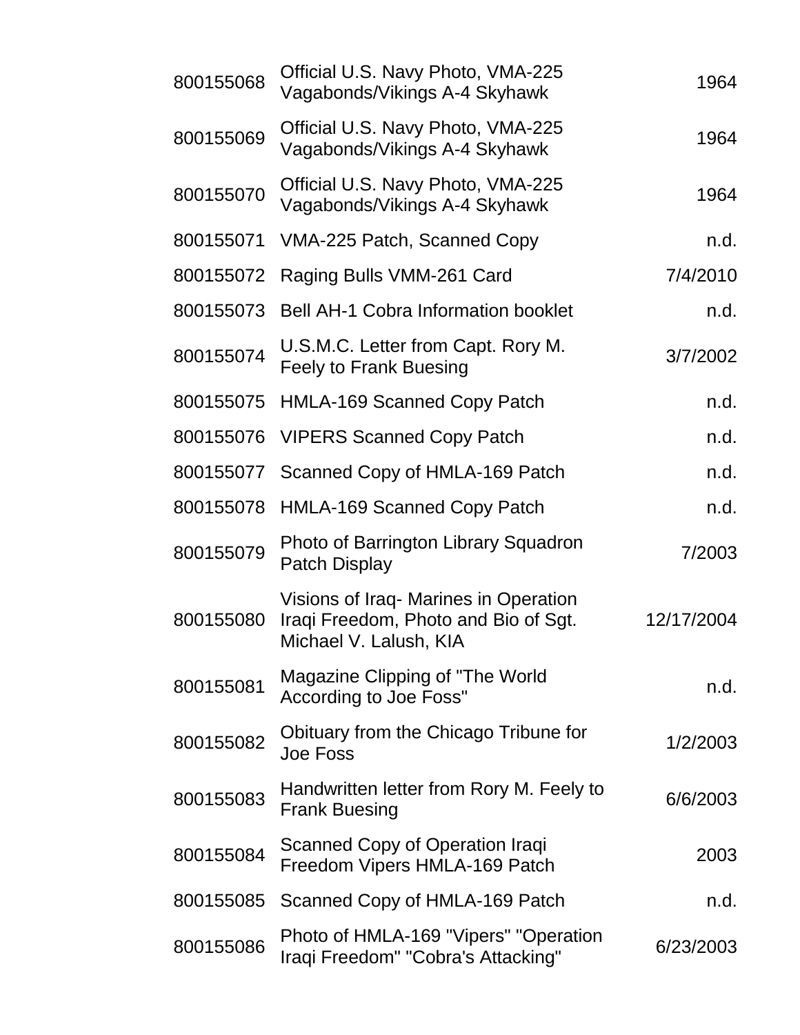| | | |
|---|---|---|
| 800155068 | Official U.S. Navy Photo, VMA-225 Vagabonds/Vikings A-4 Skyhawk | 1964 |
| 800155069 | Official U.S. Navy Photo, VMA-225 Vagabonds/Vikings A-4 Skyhawk | 1964 |
| 800155070 | Official U.S. Navy Photo, VMA-225 Vagabonds/Vikings A-4 Skyhawk | 1964 |
| 800155071 | VMA-225 Patch, Scanned Copy | n.d. |
| 800155072 | Raging Bulls VMM-261 Card | 7/4/2010 |
| 800155073 | Bell AH-1 Cobra Information booklet | n.d. |
| 800155074 | U.S.M.C. Letter from Capt. Rory M. Feely to Frank Buesing | 3/7/2002 |
| 800155075 | HMLA-169 Scanned Copy Patch | n.d. |
| 800155076 | VIPERS Scanned Copy Patch | n.d. |
| 800155077 | Scanned Copy of HMLA-169 Patch | n.d. |
| 800155078 | HMLA-169 Scanned Copy Patch | n.d. |
| 800155079 | Photo of Barrington Library Squadron Patch Display | 7/2003 |
| 800155080 | Visions of Iraq- Marines in Operation Iraqi Freedom, Photo and Bio of Sgt. Michael V. Lalush, KIA | 12/17/2004 |
| 800155081 | Magazine Clipping of "The World According to Joe Foss" | n.d. |
| 800155082 | Obituary from the Chicago Tribune for Joe Foss | 1/2/2003 |
| 800155083 | Handwritten letter from Rory M. Feely to Frank Buesing | 6/6/2003 |
| 800155084 | Scanned Copy of Operation Iraqi Freedom Vipers HMLA-169 Patch | 2003 |
| 800155085 | Scanned Copy of HMLA-169 Patch | n.d. |
| 800155086 | Photo of HMLA-169 "Vipers" "Operation Iraqi Freedom" "Cobra's Attacking" | 6/23/2003 |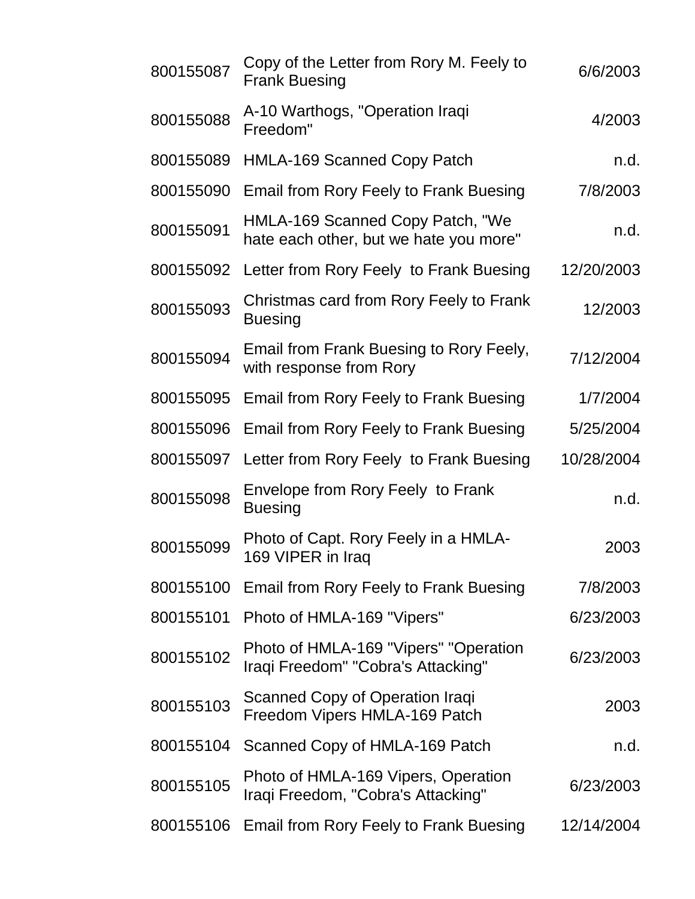| | | |
|---|---|---|
| 800155087 | Copy of the Letter from Rory M. Feely to Frank Buesing | 6/6/2003 |
| 800155088 | A-10 Warthogs, "Operation Iraqi Freedom" | 4/2003 |
| 800155089 | HMLA-169 Scanned Copy Patch | n.d. |
| 800155090 | Email from Rory Feely to Frank Buesing | 7/8/2003 |
| 800155091 | HMLA-169 Scanned Copy Patch, "We hate each other, but we hate you more" | n.d. |
| 800155092 | Letter from Rory Feely to Frank Buesing | 12/20/2003 |
| 800155093 | Christmas card from Rory Feely to Frank Buesing | 12/2003 |
| 800155094 | Email from Frank Buesing to Rory Feely, with response from Rory | 7/12/2004 |
| 800155095 | Email from Rory Feely to Frank Buesing | 1/7/2004 |
| 800155096 | Email from Rory Feely to Frank Buesing | 5/25/2004 |
| 800155097 | Letter from Rory Feely to Frank Buesing | 10/28/2004 |
| 800155098 | Envelope from Rory Feely to Frank Buesing | n.d. |
| 800155099 | Photo of Capt. Rory Feely in a HMLA-169 VIPER in Iraq | 2003 |
| 800155100 | Email from Rory Feely to Frank Buesing | 7/8/2003 |
| 800155101 | Photo of HMLA-169 "Vipers" | 6/23/2003 |
| 800155102 | Photo of HMLA-169 "Vipers" "Operation Iraqi Freedom" "Cobra's Attacking" | 6/23/2003 |
| 800155103 | Scanned Copy of Operation Iraqi Freedom Vipers HMLA-169 Patch | 2003 |
| 800155104 | Scanned Copy of HMLA-169 Patch | n.d. |
| 800155105 | Photo of HMLA-169 Vipers, Operation Iraqi Freedom, "Cobra's Attacking" | 6/23/2003 |
| 800155106 | Email from Rory Feely to Frank Buesing | 12/14/2004 |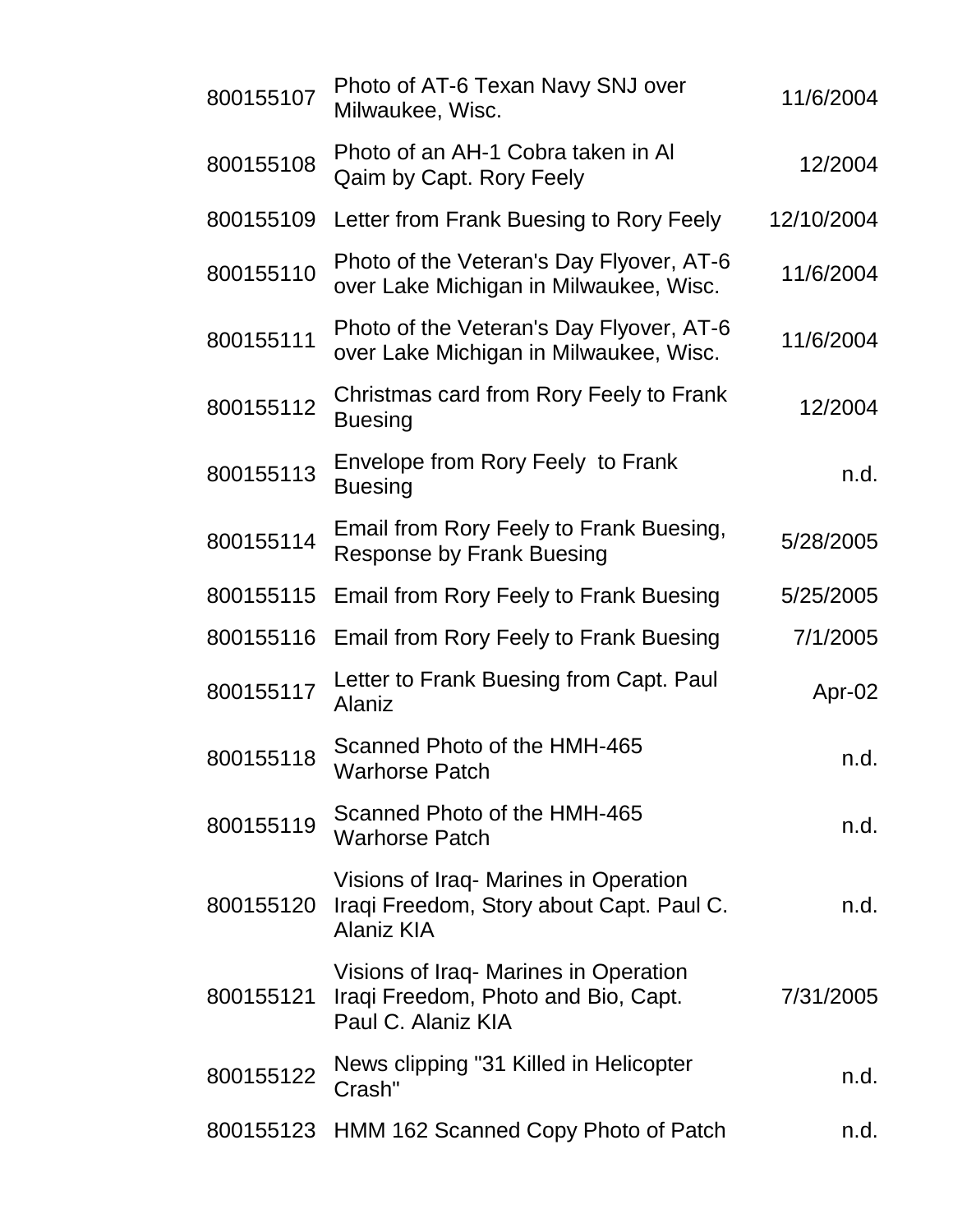| | | |
|---|---|---|
| 800155107 | Photo of AT-6 Texan Navy SNJ over Milwaukee, Wisc. | 11/6/2004 |
| 800155108 | Photo of an AH-1 Cobra taken in Al Qaim by Capt. Rory Feely | 12/2004 |
| 800155109 | Letter from Frank Buesing to Rory Feely | 12/10/2004 |
| 800155110 | Photo of the Veteran's Day Flyover, AT-6 over Lake Michigan in Milwaukee, Wisc. | 11/6/2004 |
| 800155111 | Photo of the Veteran's Day Flyover, AT-6 over Lake Michigan in Milwaukee, Wisc. | 11/6/2004 |
| 800155112 | Christmas card from Rory Feely to Frank Buesing | 12/2004 |
| 800155113 | Envelope from Rory Feely to Frank Buesing | n.d. |
| 800155114 | Email from Rory Feely to Frank Buesing, Response by Frank Buesing | 5/28/2005 |
| 800155115 | Email from Rory Feely to Frank Buesing | 5/25/2005 |
| 800155116 | Email from Rory Feely to Frank Buesing | 7/1/2005 |
| 800155117 | Letter to Frank Buesing from Capt. Paul Alaniz | Apr-02 |
| 800155118 | Scanned Photo of the HMH-465 Warhorse Patch | n.d. |
| 800155119 | Scanned Photo of the HMH-465 Warhorse Patch | n.d. |
| 800155120 | Visions of Iraq- Marines in Operation Iraqi Freedom, Story about Capt. Paul C. Alaniz KIA | n.d. |
| 800155121 | Visions of Iraq- Marines in Operation Iraqi Freedom, Photo and Bio, Capt. Paul C. Alaniz KIA | 7/31/2005 |
| 800155122 | News clipping "31 Killed in Helicopter Crash" | n.d. |
| 800155123 | HMM 162 Scanned Copy Photo of Patch | n.d. |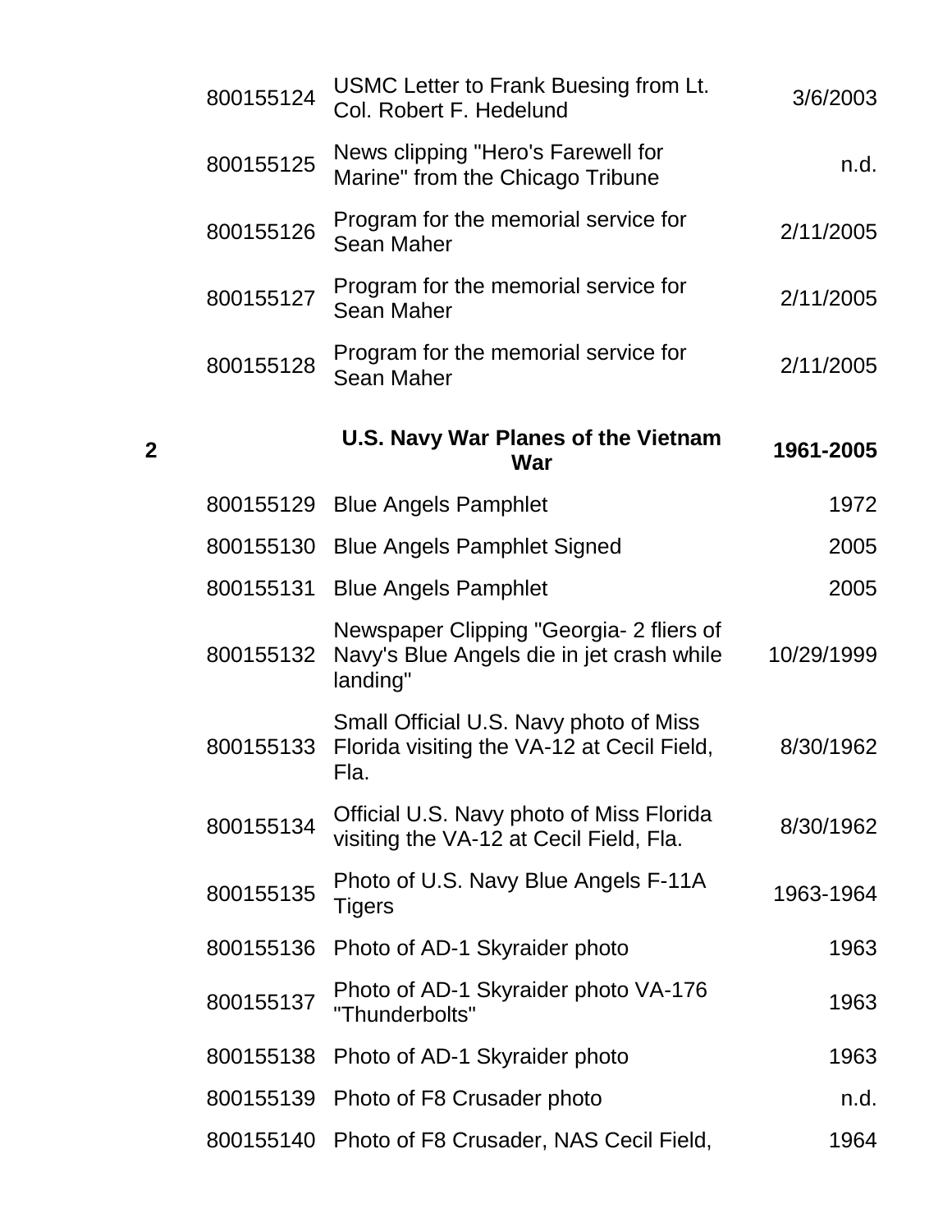| | | | |
|---|---|---|---|
| | 800155124 | USMC Letter to Frank Buesing from Lt. Col. Robert F. Hedelund | 3/6/2003 |
| | 800155125 | News clipping "Hero's Farewell for Marine" from the Chicago Tribune | n.d. |
| | 800155126 | Program for the memorial service for Sean Maher | 2/11/2005 |
| | 800155127 | Program for the memorial service for Sean Maher | 2/11/2005 |
| | 800155128 | Program for the memorial service for Sean Maher | 2/11/2005 |
| **2** | | **U.S. Navy War Planes of the Vietnam War** | **1961-2005** |
| | 800155129 | Blue Angels Pamphlet | 1972 |
| | 800155130 | Blue Angels Pamphlet Signed | 2005 |
| | 800155131 | Blue Angels Pamphlet | 2005 |
| | 800155132 | Newspaper Clipping "Georgia- 2 fliers of Navy's Blue Angels die in jet crash while landing" | 10/29/1999 |
| | 800155133 | Small Official U.S. Navy photo of Miss Florida visiting the VA-12 at Cecil Field, Fla. | 8/30/1962 |
| | 800155134 | Official U.S. Navy photo of Miss Florida visiting the VA-12 at Cecil Field, Fla. | 8/30/1962 |
| | 800155135 | Photo of U.S. Navy Blue Angels F-11A Tigers | 1963-1964 |
| | 800155136 | Photo of AD-1 Skyraider photo | 1963 |
| | 800155137 | Photo of AD-1 Skyraider photo VA-176 "Thunderbolts" | 1963 |
| | 800155138 | Photo of AD-1 Skyraider photo | 1963 |
| | 800155139 | Photo of F8 Crusader photo | n.d. |
| | 800155140 | Photo of F8 Crusader, NAS Cecil Field, | 1964 |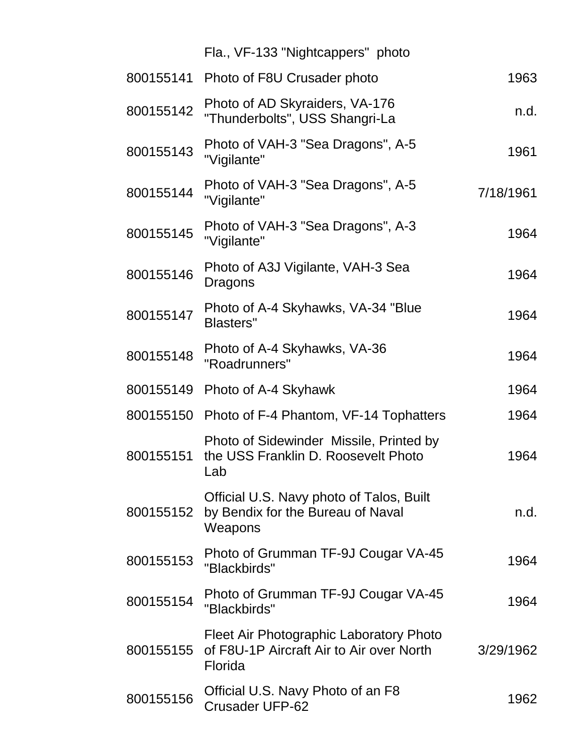|  | Fla., VF-133 "Nightcappers"  photo |  |
| --- | --- | --- |
| 800155141 | Photo of F8U Crusader photo | 1963 |
| 800155142 | Photo of AD Skyraiders, VA-176 "Thunderbolts", USS Shangri-La | n.d. |
| 800155143 | Photo of VAH-3 "Sea Dragons", A-5 "Vigilante" | 1961 |
| 800155144 | Photo of VAH-3 "Sea Dragons", A-5 "Vigilante" | 7/18/1961 |
| 800155145 | Photo of VAH-3 "Sea Dragons", A-3 "Vigilante" | 1964 |
| 800155146 | Photo of A3J Vigilante, VAH-3 Sea Dragons | 1964 |
| 800155147 | Photo of A-4 Skyhawks, VA-34 "Blue Blasters" | 1964 |
| 800155148 | Photo of A-4 Skyhawks, VA-36 "Roadrunners" | 1964 |
| 800155149 | Photo of A-4 Skyhawk | 1964 |
| 800155150 | Photo of F-4 Phantom, VF-14 Tophatters | 1964 |
| 800155151 | Photo of Sidewinder  Missile, Printed by the USS Franklin D. Roosevelt Photo Lab | 1964 |
| 800155152 | Official U.S. Navy photo of Talos, Built by Bendix for the Bureau of Naval Weapons | n.d. |
| 800155153 | Photo of Grumman TF-9J Cougar VA-45 "Blackbirds" | 1964 |
| 800155154 | Photo of Grumman TF-9J Cougar VA-45 "Blackbirds" | 1964 |
| 800155155 | Fleet Air Photographic Laboratory Photo of F8U-1P Aircraft Air to Air over North Florida | 3/29/1962 |
| 800155156 | Official U.S. Navy Photo of an F8 Crusader UFP-62 | 1962 |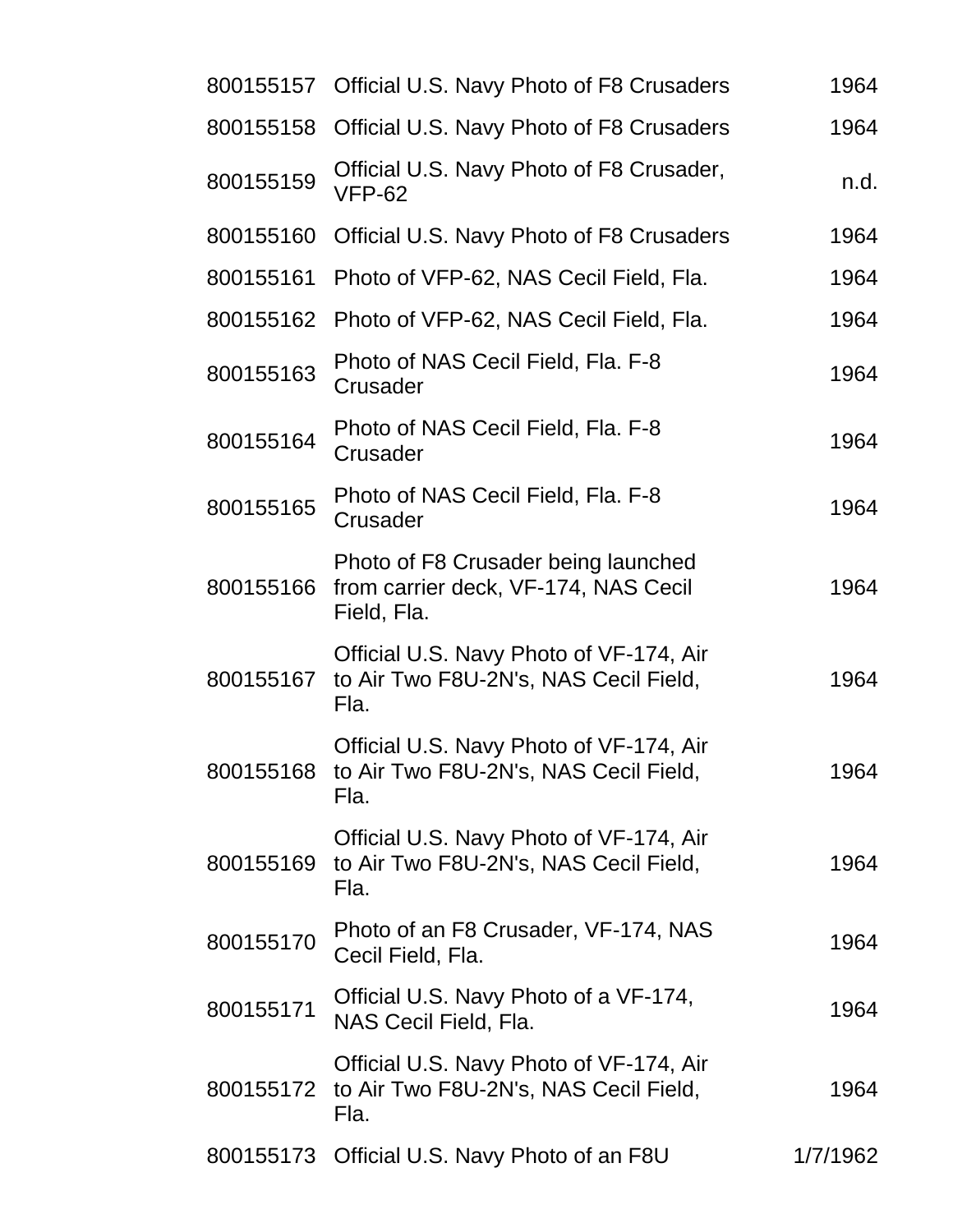| | | |
|---|---|---|
| 800155157 | Official U.S. Navy Photo of F8 Crusaders | 1964 |
| 800155158 | Official U.S. Navy Photo of F8 Crusaders | 1964 |
| 800155159 | Official U.S. Navy Photo of F8 Crusader, VFP-62 | n.d. |
| 800155160 | Official U.S. Navy Photo of F8 Crusaders | 1964 |
| 800155161 | Photo of VFP-62, NAS Cecil Field, Fla. | 1964 |
| 800155162 | Photo of VFP-62, NAS Cecil Field, Fla. | 1964 |
| 800155163 | Photo of NAS Cecil Field, Fla. F-8 Crusader | 1964 |
| 800155164 | Photo of NAS Cecil Field, Fla. F-8 Crusader | 1964 |
| 800155165 | Photo of NAS Cecil Field, Fla. F-8 Crusader | 1964 |
| 800155166 | Photo of F8 Crusader being launched from carrier deck, VF-174, NAS Cecil Field, Fla. | 1964 |
| 800155167 | Official U.S. Navy Photo of VF-174, Air to Air Two F8U-2N's, NAS Cecil Field, Fla. | 1964 |
| 800155168 | Official U.S. Navy Photo of VF-174, Air to Air Two F8U-2N's, NAS Cecil Field, Fla. | 1964 |
| 800155169 | Official U.S. Navy Photo of VF-174, Air to Air Two F8U-2N's, NAS Cecil Field, Fla. | 1964 |
| 800155170 | Photo of an F8 Crusader, VF-174, NAS Cecil Field, Fla. | 1964 |
| 800155171 | Official U.S. Navy Photo of a VF-174, NAS Cecil Field, Fla. | 1964 |
| 800155172 | Official U.S. Navy Photo of VF-174, Air to Air Two F8U-2N's, NAS Cecil Field, Fla. | 1964 |
| 800155173 | Official U.S. Navy Photo of an F8U | 1/7/1962 |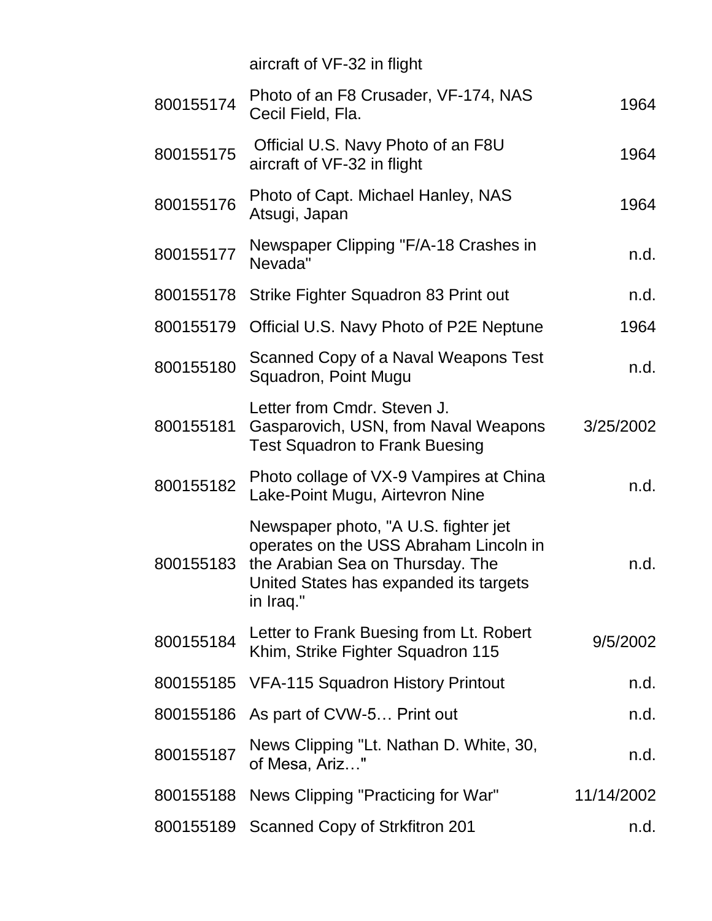| | | |
|---|---|---|
| | aircraft of VF-32 in flight | |
| 800155174 | Photo of an F8 Crusader, VF-174, NAS Cecil Field, Fla. | 1964 |
| 800155175 | Official U.S. Navy Photo of an F8U aircraft of VF-32 in flight | 1964 |
| 800155176 | Photo of Capt. Michael Hanley, NAS Atsugi, Japan | 1964 |
| 800155177 | Newspaper Clipping "F/A-18 Crashes in Nevada" | n.d. |
| 800155178 | Strike Fighter Squadron 83 Print out | n.d. |
| 800155179 | Official U.S. Navy Photo of P2E Neptune | 1964 |
| 800155180 | Scanned Copy of a Naval Weapons Test Squadron, Point Mugu | n.d. |
| 800155181 | Letter from Cmdr. Steven J. Gasparovich, USN, from Naval Weapons Test Squadron to Frank Buesing | 3/25/2002 |
| 800155182 | Photo collage of VX-9 Vampires at China Lake-Point Mugu, Airtevron Nine | n.d. |
| 800155183 | Newspaper photo, "A U.S. fighter jet operates on the USS Abraham Lincoln in the Arabian Sea on Thursday. The United States has expanded its targets in Iraq." | n.d. |
| 800155184 | Letter to Frank Buesing from Lt. Robert Khim, Strike Fighter Squadron 115 | 9/5/2002 |
| 800155185 | VFA-115 Squadron History Printout | n.d. |
| 800155186 | As part of CVW-5… Print out | n.d. |
| 800155187 | News Clipping "Lt. Nathan D. White, 30, of Mesa, Ariz…" | n.d. |
| 800155188 | News Clipping "Practicing for War" | 11/14/2002 |
| 800155189 | Scanned Copy of Strkfitron 201 | n.d. |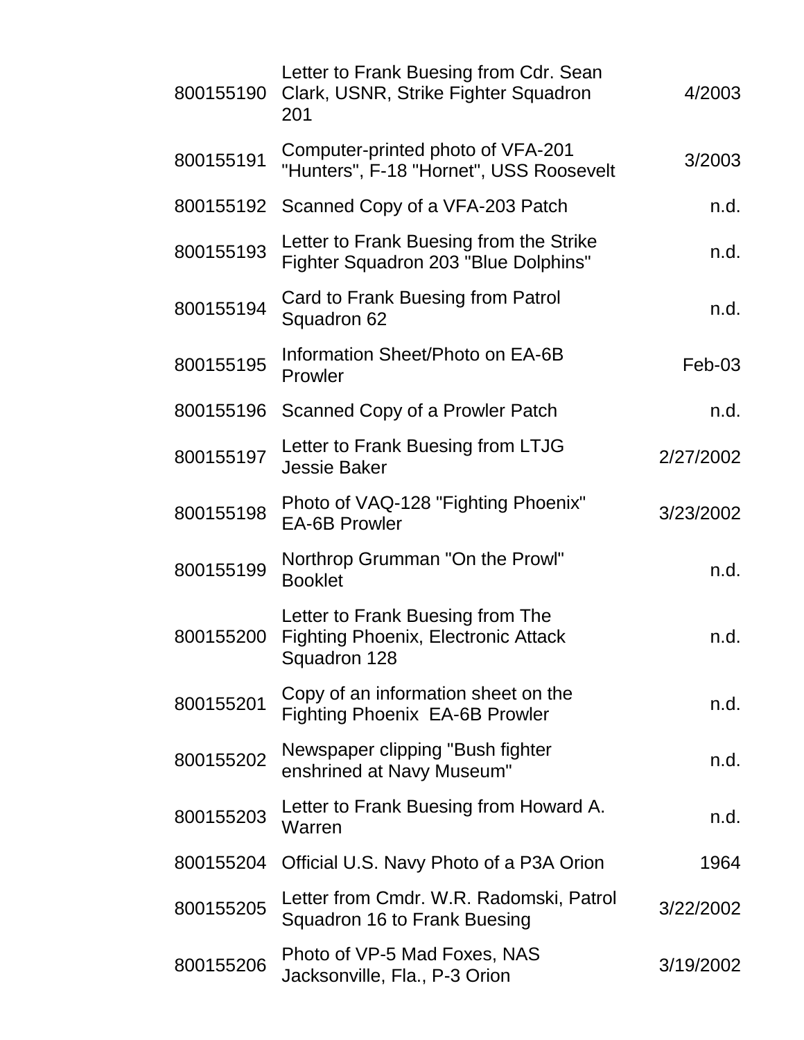| | | |
|---|---|---|
| 800155190 | Letter to Frank Buesing from Cdr. Sean Clark, USNR, Strike Fighter Squadron 201 | 4/2003 |
| 800155191 | Computer-printed photo of VFA-201 "Hunters", F-18 "Hornet", USS Roosevelt | 3/2003 |
| 800155192 | Scanned Copy of a VFA-203 Patch | n.d. |
| 800155193 | Letter to Frank Buesing from the Strike Fighter Squadron 203 "Blue Dolphins" | n.d. |
| 800155194 | Card to Frank Buesing from Patrol Squadron 62 | n.d. |
| 800155195 | Information Sheet/Photo on EA-6B Prowler | Feb-03 |
| 800155196 | Scanned Copy of a Prowler Patch | n.d. |
| 800155197 | Letter to Frank Buesing from LTJG Jessie Baker | 2/27/2002 |
| 800155198 | Photo of VAQ-128 "Fighting Phoenix" EA-6B Prowler | 3/23/2002 |
| 800155199 | Northrop Grumman "On the Prowl" Booklet | n.d. |
| 800155200 | Letter to Frank Buesing from The Fighting Phoenix, Electronic Attack Squadron 128 | n.d. |
| 800155201 | Copy of an information sheet on the Fighting Phoenix EA-6B Prowler | n.d. |
| 800155202 | Newspaper clipping "Bush fighter enshrined at Navy Museum" | n.d. |
| 800155203 | Letter to Frank Buesing from Howard A. Warren | n.d. |
| 800155204 | Official U.S. Navy Photo of a P3A Orion | 1964 |
| 800155205 | Letter from Cmdr. W.R. Radomski, Patrol Squadron 16 to Frank Buesing | 3/22/2002 |
| 800155206 | Photo of VP-5 Mad Foxes, NAS Jacksonville, Fla., P-3 Orion | 3/19/2002 |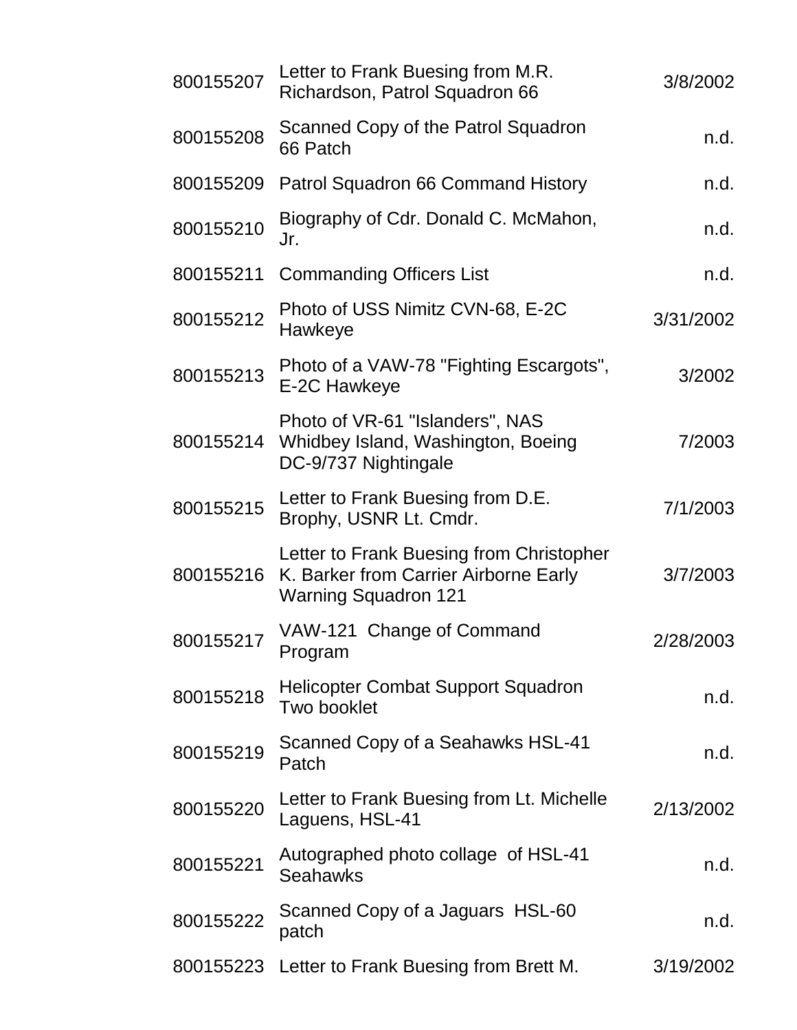| | | |
|---|---|---|
| 800155207 | Letter to Frank Buesing from M.R. Richardson, Patrol Squadron 66 | 3/8/2002 |
| 800155208 | Scanned Copy of the Patrol Squadron 66 Patch | n.d. |
| 800155209 | Patrol Squadron 66 Command History | n.d. |
| 800155210 | Biography of Cdr. Donald C. McMahon, Jr. | n.d. |
| 800155211 | Commanding Officers List | n.d. |
| 800155212 | Photo of USS Nimitz CVN-68, E-2C Hawkeye | 3/31/2002 |
| 800155213 | Photo of a VAW-78 "Fighting Escargots", E-2C Hawkeye | 3/2002 |
| 800155214 | Photo of VR-61 "Islanders", NAS Whidbey Island, Washington, Boeing DC-9/737 Nightingale | 7/2003 |
| 800155215 | Letter to Frank Buesing from D.E. Brophy, USNR Lt. Cmdr. | 7/1/2003 |
| 800155216 | Letter to Frank Buesing from Christopher K. Barker from Carrier Airborne Early Warning Squadron 121 | 3/7/2003 |
| 800155217 | VAW-121 Change of Command Program | 2/28/2003 |
| 800155218 | Helicopter Combat Support Squadron Two booklet | n.d. |
| 800155219 | Scanned Copy of a Seahawks HSL-41 Patch | n.d. |
| 800155220 | Letter to Frank Buesing from Lt. Michelle Laguens, HSL-41 | 2/13/2002 |
| 800155221 | Autographed photo collage of HSL-41 Seahawks | n.d. |
| 800155222 | Scanned Copy of a Jaguars HSL-60 patch | n.d. |
| 800155223 | Letter to Frank Buesing from Brett M. | 3/19/2002 |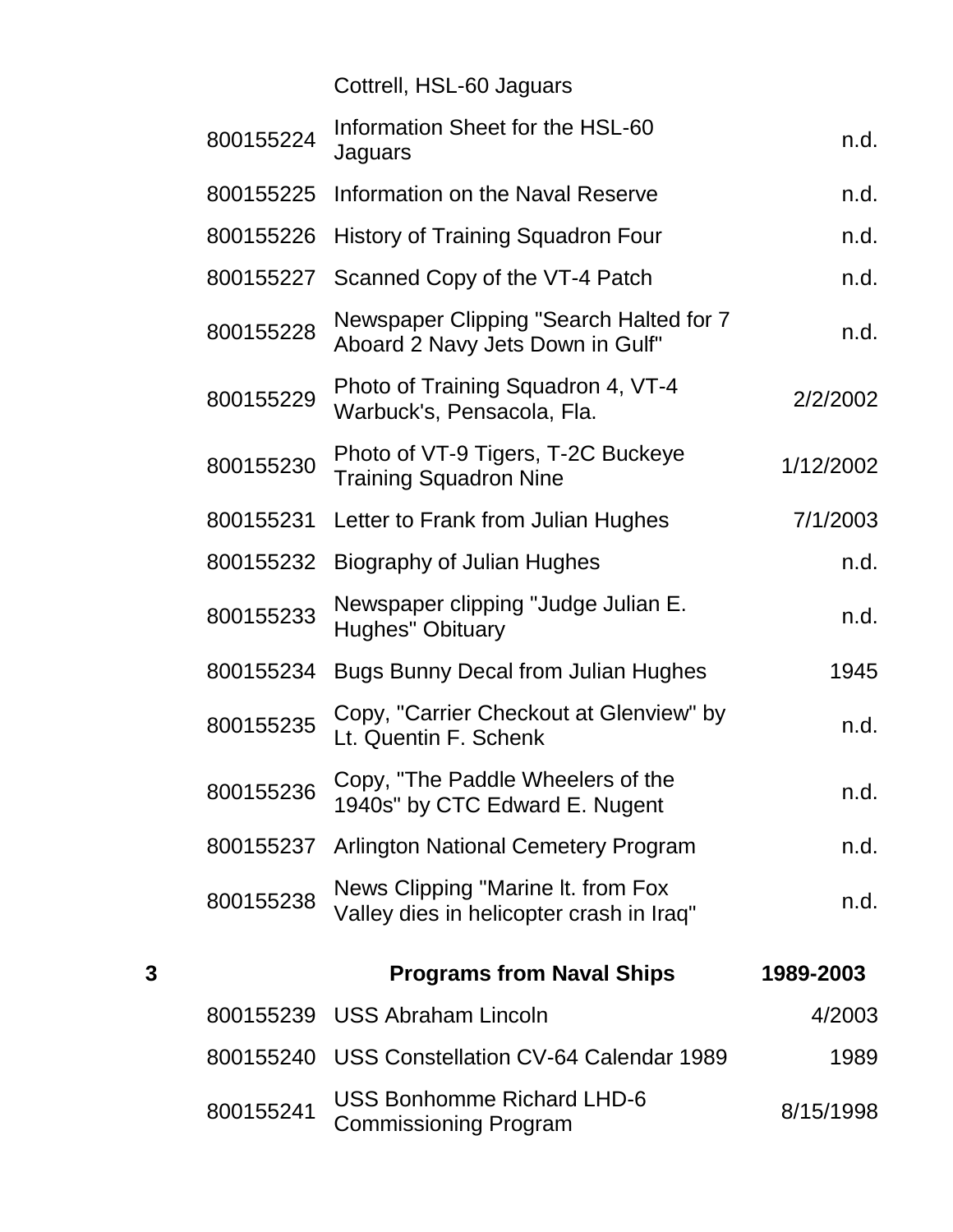| Box | ID | Description | Date |
|---|---|---|---|
| | | Cottrell, HSL-60 Jaguars | |
| | 800155224 | Information Sheet for the HSL-60 Jaguars | n.d. |
| | 800155225 | Information on the Naval Reserve | n.d. |
| | 800155226 | History of Training Squadron Four | n.d. |
| | 800155227 | Scanned Copy of the VT-4 Patch | n.d. |
| | 800155228 | Newspaper Clipping "Search Halted for 7 Aboard 2 Navy Jets Down in Gulf" | n.d. |
| | 800155229 | Photo of Training Squadron 4, VT-4 Warbuck's, Pensacola, Fla. | 2/2/2002 |
| | 800155230 | Photo of VT-9 Tigers, T-2C Buckeye Training Squadron Nine | 1/12/2002 |
| | 800155231 | Letter to Frank from Julian Hughes | 7/1/2003 |
| | 800155232 | Biography of Julian Hughes | n.d. |
| | 800155233 | Newspaper clipping "Judge Julian E. Hughes" Obituary | n.d. |
| | 800155234 | Bugs Bunny Decal from Julian Hughes | 1945 |
| | 800155235 | Copy, "Carrier Checkout at Glenview" by Lt. Quentin F. Schenk | n.d. |
| | 800155236 | Copy, "The Paddle Wheelers of the 1940s" by CTC Edward E. Nugent | n.d. |
| | 800155237 | Arlington National Cemetery Program | n.d. |
| | 800155238 | News Clipping "Marine lt. from Fox Valley dies in helicopter crash in Iraq" | n.d. |
| **3** | | **Programs from Naval Ships** | **1989-2003** |
| | 800155239 | USS Abraham Lincoln | 4/2003 |
| | 800155240 | USS Constellation CV-64 Calendar 1989 | 1989 |
| | 800155241 | USS Bonhomme Richard LHD-6 Commissioning Program | 8/15/1998 |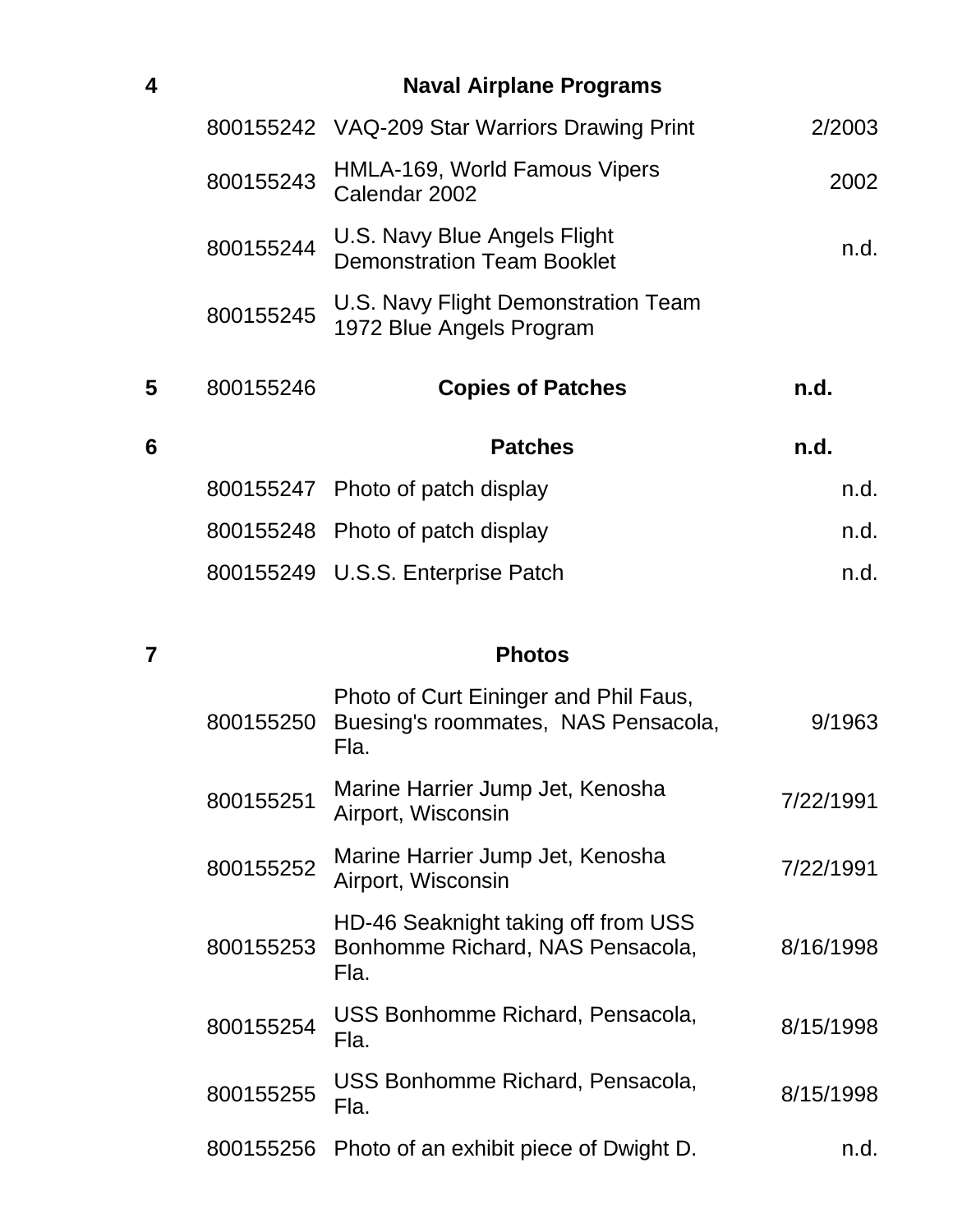| | | | |
|---|---|---|---|
| **4** | | **Naval Airplane Programs** | |
| | 800155242 | VAQ-209 Star Warriors Drawing Print | 2/2003 |
| | 800155243 | HMLA-169, World Famous Vipers Calendar 2002 | 2002 |
| | 800155244 | U.S. Navy Blue Angels Flight Demonstration Team Booklet | n.d. |
| | 800155245 | U.S. Navy Flight Demonstration Team 1972 Blue Angels Program | |
| **5** | 800155246 | **Copies of Patches** | **n.d.** |
| **6** | | **Patches** | **n.d.** |
| | 800155247 | Photo of patch display | n.d. |
| | 800155248 | Photo of patch display | n.d. |
| | 800155249 | U.S.S. Enterprise Patch | n.d. |
| **7** | | **Photos** | |
| | 800155250 | Photo of Curt Eininger and Phil Faus, Buesing's roommates, NAS Pensacola, Fla. | 9/1963 |
| | 800155251 | Marine Harrier Jump Jet, Kenosha Airport, Wisconsin | 7/22/1991 |
| | 800155252 | Marine Harrier Jump Jet, Kenosha Airport, Wisconsin | 7/22/1991 |
| | 800155253 | HD-46 Seaknight taking off from USS Bonhomme Richard, NAS Pensacola, Fla. | 8/16/1998 |
| | 800155254 | USS Bonhomme Richard, Pensacola, Fla. | 8/15/1998 |
| | 800155255 | USS Bonhomme Richard, Pensacola, Fla. | 8/15/1998 |
| | 800155256 | Photo of an exhibit piece of Dwight D. | n.d. |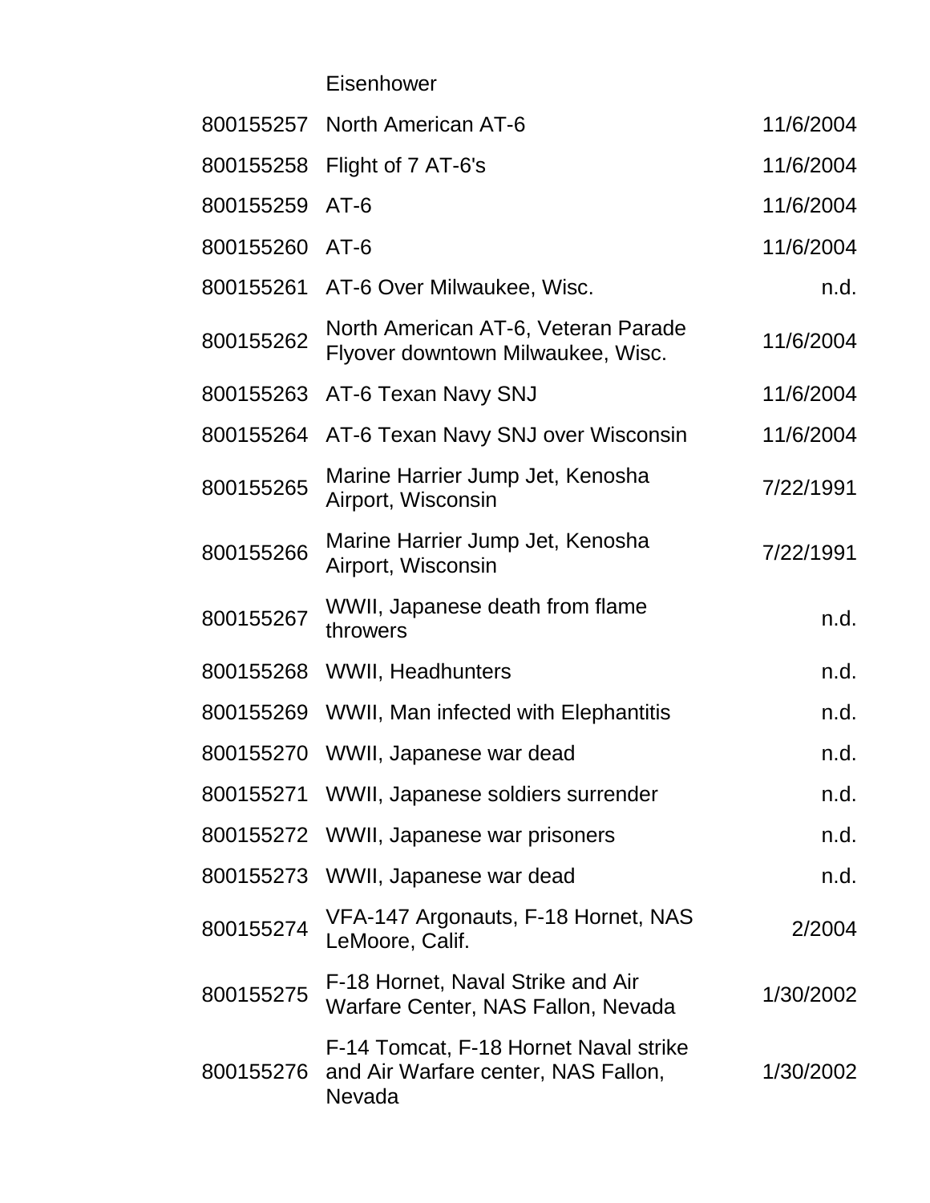| | | |
|---|---|---|
| | Eisenhower | |
| 800155257 | North American AT-6 | 11/6/2004 |
| 800155258 | Flight of 7 AT-6's | 11/6/2004 |
| 800155259 | AT-6 | 11/6/2004 |
| 800155260 | AT-6 | 11/6/2004 |
| 800155261 | AT-6 Over Milwaukee, Wisc. | n.d. |
| 800155262 | North American AT-6, Veteran Parade Flyover downtown Milwaukee, Wisc. | 11/6/2004 |
| 800155263 | AT-6 Texan Navy SNJ | 11/6/2004 |
| 800155264 | AT-6 Texan Navy SNJ over Wisconsin | 11/6/2004 |
| 800155265 | Marine Harrier Jump Jet, Kenosha Airport, Wisconsin | 7/22/1991 |
| 800155266 | Marine Harrier Jump Jet, Kenosha Airport, Wisconsin | 7/22/1991 |
| 800155267 | WWII, Japanese death from flame throwers | n.d. |
| 800155268 | WWII, Headhunters | n.d. |
| 800155269 | WWII, Man infected with Elephantitis | n.d. |
| 800155270 | WWII, Japanese war dead | n.d. |
| 800155271 | WWII, Japanese soldiers surrender | n.d. |
| 800155272 | WWII, Japanese war prisoners | n.d. |
| 800155273 | WWII, Japanese war dead | n.d. |
| 800155274 | VFA-147 Argonauts, F-18 Hornet, NAS LeMoore, Calif. | 2/2004 |
| 800155275 | F-18 Hornet, Naval Strike and Air Warfare Center, NAS Fallon, Nevada | 1/30/2002 |
| 800155276 | F-14 Tomcat, F-18 Hornet Naval strike and Air Warfare center, NAS Fallon, Nevada | 1/30/2002 |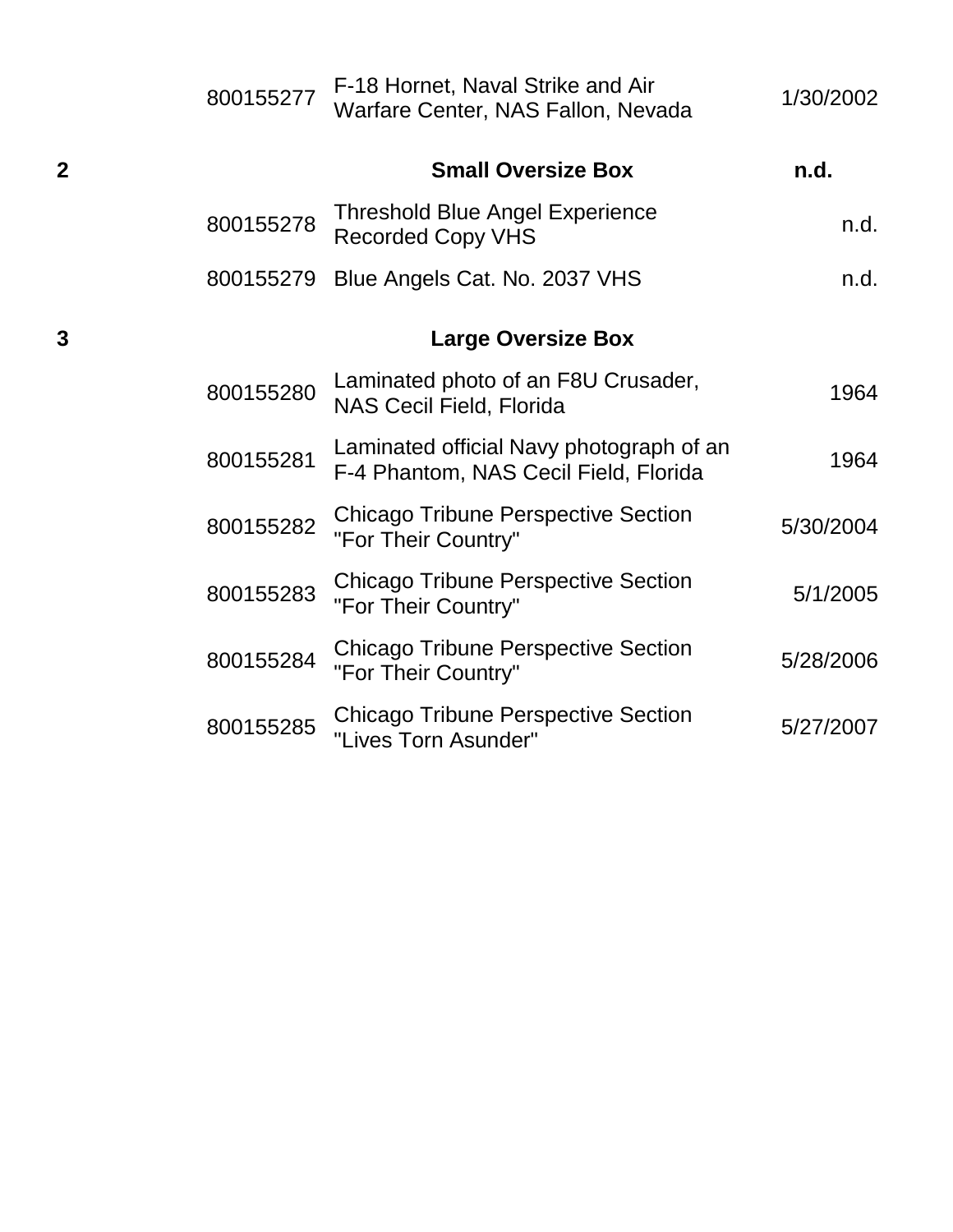| | | | |
|---|---|---|---|
| | 800155277 | F-18 Hornet, Naval Strike and Air Warfare Center, NAS Fallon, Nevada | 1/30/2002 |
| **2** | | **Small Oversize Box** | **n.d.** |
| | 800155278 | Threshold Blue Angel Experience Recorded Copy VHS | n.d. |
| | 800155279 | Blue Angels Cat. No. 2037 VHS | n.d. |
| **3** | | **Large Oversize Box** | |
| | 800155280 | Laminated photo of an F8U Crusader, NAS Cecil Field, Florida | 1964 |
| | 800155281 | Laminated official Navy photograph of an F-4 Phantom, NAS Cecil Field, Florida | 1964 |
| | 800155282 | Chicago Tribune Perspective Section "For Their Country" | 5/30/2004 |
| | 800155283 | Chicago Tribune Perspective Section "For Their Country" | 5/1/2005 |
| | 800155284 | Chicago Tribune Perspective Section "For Their Country" | 5/28/2006 |
| | 800155285 | Chicago Tribune Perspective Section "Lives Torn Asunder" | 5/27/2007 |